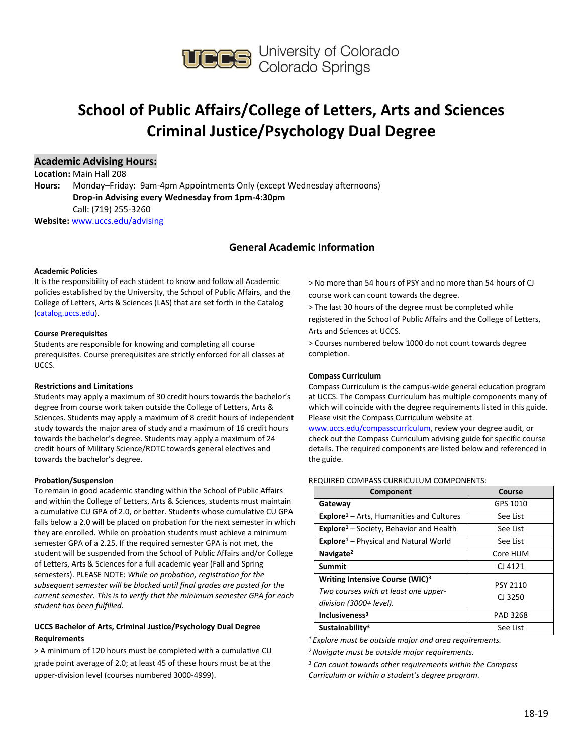University of Colorado Colorado Springs

# School of Public Affairs/College of Letters, Arts and Sciences Criminal Justice/Psychology Dual Degree

## Academic Advising Hours:

**Location:** Main Hall 208

**Hours:** Monday–Friday: 9am-4pm Appointments Only (except Wednesday afternoons)
**Drop-in Advising every Wednesday from 1pm-4:30pm**
Call: (719) 255-3260

**Website:** [www.uccs.edu/advising](http://www.uccs.edu/advising)

## General Academic Information

**Academic Policies**

It is the responsibility of each student to know and follow all Academic policies established by the University, the School of Public Affairs, and the College of Letters, Arts & Sciences (LAS) that are set forth in the Catalog ([catalog.uccs.edu](http://catalog.uccs.edu)).

**Course Prerequisites**

Students are responsible for knowing and completing all course prerequisites. Course prerequisites are strictly enforced for all classes at UCCS.

**Restrictions and Limitations**

Students may apply a maximum of 30 credit hours towards the bachelor's degree from course work taken outside the College of Letters, Arts & Sciences. Students may apply a maximum of 8 credit hours of independent study towards the major area of study and a maximum of 16 credit hours towards the bachelor's degree. Students may apply a maximum of 24 credit hours of Military Science/ROTC towards general electives and towards the bachelor's degree.

**Probation/Suspension**

To remain in good academic standing within the School of Public Affairs and within the College of Letters, Arts & Sciences, students must maintain a cumulative CU GPA of 2.0, or better. Students whose cumulative CU GPA falls below a 2.0 will be placed on probation for the next semester in which they are enrolled. While on probation students must achieve a minimum semester GPA of a 2.25. If the required semester GPA is not met, the student will be suspended from the School of Public Affairs and/or College of Letters, Arts & Sciences for a full academic year (Fall and Spring semesters). PLEASE NOTE: *While on probation, registration for the subsequent semester will be blocked until final grades are posted for the current semester. This is to verify that the minimum semester GPA for each student has been fulfilled.*

**UCCS Bachelor of Arts, Criminal Justice/Psychology Dual Degree Requirements**

> A minimum of 120 hours must be completed with a cumulative CU grade point average of 2.0; at least 45 of these hours must be at the upper-division level (courses numbered 3000-4999).

> No more than 54 hours of PSY and no more than 54 hours of CJ course work can count towards the degree.

> The last 30 hours of the degree must be completed while registered in the School of Public Affairs and the College of Letters, Arts and Sciences at UCCS.

> Courses numbered below 1000 do not count towards degree completion.

**Compass Curriculum**

Compass Curriculum is the campus-wide general education program at UCCS. The Compass Curriculum has multiple components many of which will coincide with the degree requirements listed in this guide. Please visit the Compass Curriculum website at [www.uccs.edu/compasscurriculum](http://www.uccs.edu/compasscurriculum), review your degree audit, or check out the Compass Curriculum advising guide for specific course details. The required components are listed below and referenced in the guide.

REQUIRED COMPASS CURRICULUM COMPONENTS:

| Component | Course |
|---|---|
| **Gateway** | GPS 1010 |
| **Explore**[1] – Arts, Humanities and Cultures | See List |
| **Explore**[1] – Society, Behavior and Health | See List |
| **Explore**[1] – Physical and Natural World | See List |
| **Navigate**[2] | Core HUM |
| **Summit** | CJ 4121 |
| **Writing Intensive Course (WIC)**[3] *Two courses with at least one upper-division (3000+ level).* | PSY 2110 CJ 3250 |
| **Inclusiveness**[3] | PAD 3268 |
| **Sustainability**[3] | See List |

[1] *Explore must be outside major and area requirements.*
[2] *Navigate must be outside major requirements.*
[3] *Can count towards other requirements within the Compass Curriculum or within a student's degree program.*

18-19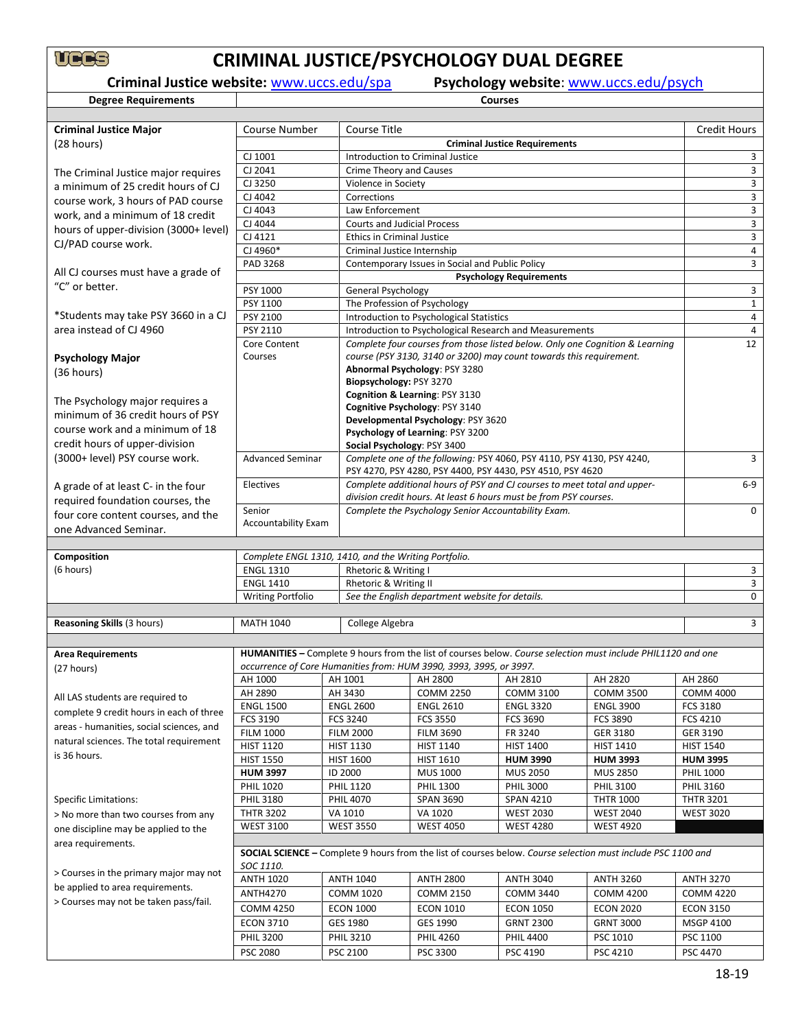# CRIMINAL JUSTICE/PSYCHOLOGY DUAL DEGREE

**Criminal Justice website:** www.uccs.edu/spa **Psychology website**: www.uccs.edu/psych

| Degree Requirements | Courses | | |
|---|---|---|---|
| **Criminal Justice Major** (28 hours) | Course Number | Course Title | Credit Hours |
| | | **Criminal Justice Requirements** | |
| The Criminal Justice major requires a minimum of 25 credit hours of CJ course work, 3 hours of PAD course work, and a minimum of 18 credit hours of upper-division (3000+ level) CJ/PAD course work. | CJ 1001 | Introduction to Criminal Justice | 3 |
| | CJ 2041 | Crime Theory and Causes | 3 |
| | CJ 3250 | Violence in Society | 3 |
| | CJ 4042 | Corrections | 3 |
| | CJ 4043 | Law Enforcement | 3 |
| | CJ 4044 | Courts and Judicial Process | 3 |
| All CJ courses must have a grade of "C" or better. | CJ 4121 | Ethics in Criminal Justice | 3 |
| | CJ 4960* | Criminal Justice Internship | 4 |
| *Students may take PSY 3660 in a CJ area instead of CJ 4960 | PAD 3268 | Contemporary Issues in Social and Public Policy | 3 |
| | | **Psychology Requirements** | |
| **Psychology Major** (36 hours) | PSY 1000 | General Psychology | 3 |
| | PSY 1100 | The Profession of Psychology | 1 |
| The Psychology major requires a minimum of 36 credit hours of PSY course work and a minimum of 18 credit hours of upper-division (3000+ level) PSY course work. | PSY 2100 | Introduction to Psychological Statistics | 4 |
| | PSY 2110 | Introduction to Psychological Research and Measurements | 4 |
| | Core Content Courses | *Complete four courses from those listed below. Only one Cognition & Learning course (PSY 3130, 3140 or 3200) may count towards this requirement.*<br>**Abnormal Psychology**: PSY 3280<br>**Biopsychology:** PSY 3270<br>**Cognition & Learning**: PSY 3130<br>**Cognitive Psychology**: PSY 3140<br>**Developmental Psychology**: PSY 3620<br>**Psychology of Learning**: PSY 3200<br>**Social Psychology**: PSY 3400 | 12 |
| A grade of at least C- in the four required foundation courses, the four core content courses, and the one Advanced Seminar. | Advanced Seminar | *Complete one of the following: PSY 4060, PSY 4110, PSY 4130, PSY 4240, PSY 4270, PSY 4280, PSY 4400, PSY 4430, PSY 4510, PSY 4620* | 3 |
| | Electives | *Complete additional hours of PSY and CJ courses to meet total and upper-division credit hours. At least 6 hours must be from PSY courses.* | 6-9 |
| | Senior Accountability Exam | *Complete the Psychology Senior Accountability Exam.* | 0 |
| **Composition** (6 hours) | *Complete ENGL 1310, 1410, and the Writing Portfolio.* | | |
| | ENGL 1310 | Rhetoric & Writing I | 3 |
| | ENGL 1410 | Rhetoric & Writing II | 3 |
| | Writing Portfolio | *See the English department website for details.* | 0 |
| **Reasoning Skills** (3 hours) | MATH 1040 | College Algebra | 3 |

**Area Requirements** (27 hours)

All LAS students are required to complete 9 credit hours in each of three areas - humanities, social sciences, and natural sciences. The total requirement is 36 hours.

Specific Limitations:
> No more than two courses from any one discipline may be applied to the area requirements.
> Courses in the primary major may not be applied to area requirements.
> Courses may not be taken pass/fail.

**HUMANITIES –** Complete 9 hours from the list of courses below. *Course selection must include PHIL1120 and one occurrence of Core Humanities from: HUM 3990, 3993, 3995, or 3997.*

| | | | | | |
|---|---|---|---|---|---|
| AH 1000 | AH 1001 | AH 2800 | AH 2810 | AH 2820 | AH 2860 |
| AH 2890 | AH 3430 | COMM 2250 | COMM 3100 | COMM 3500 | COMM 4000 |
| ENGL 1500 | ENGL 2600 | ENGL 2610 | ENGL 3320 | ENGL 3900 | FCS 3180 |
| FCS 3190 | FCS 3240 | FCS 3550 | FCS 3690 | FCS 3890 | FCS 4210 |
| FILM 1000 | FILM 2000 | FILM 3690 | FR 3240 | GER 3180 | GER 3190 |
| HIST 1120 | HIST 1130 | HIST 1140 | HIST 1400 | HIST 1410 | HIST 1540 |
| HIST 1550 | HIST 1600 | HIST 1610 | **HUM 3990** | **HUM 3993** | **HUM 3995** |
| **HUM 3997** | ID 2000 | MUS 1000 | MUS 2050 | MUS 2850 | PHIL 1000 |
| PHIL 1020 | PHIL 1120 | PHIL 1300 | PHIL 3000 | PHIL 3100 | PHIL 3160 |
| PHIL 3180 | PHIL 4070 | SPAN 3690 | SPAN 4210 | THTR 1000 | THTR 3201 |
| THTR 3202 | VA 1010 | VA 1020 | WEST 2030 | WEST 2040 | WEST 3020 |
| WEST 3100 | WEST 3550 | WEST 4050 | WEST 4280 | WEST 4920 | |

**SOCIAL SCIENCE –** Complete 9 hours from the list of courses below. *Course selection must include PSC 1100 and SOC 1110.*

| | | | | | |
|---|---|---|---|---|---|
| ANTH 1020 | ANTH 1040 | ANTH 2800 | ANTH 3040 | ANTH 3260 | ANTH 3270 |
| ANTH4270 | COMM 1020 | COMM 2150 | COMM 3440 | COMM 4200 | COMM 4220 |
| COMM 4250 | ECON 1000 | ECON 1010 | ECON 1050 | ECON 2020 | ECON 3150 |
| ECON 3710 | GES 1980 | GES 1990 | GRNT 2300 | GRNT 3000 | MSGP 4100 |
| PHIL 3200 | PHIL 3210 | PHIL 4260 | PHIL 4400 | PSC 1010 | PSC 1100 |
| PSC 2080 | PSC 2100 | PSC 3300 | PSC 4190 | PSC 4210 | PSC 4470 |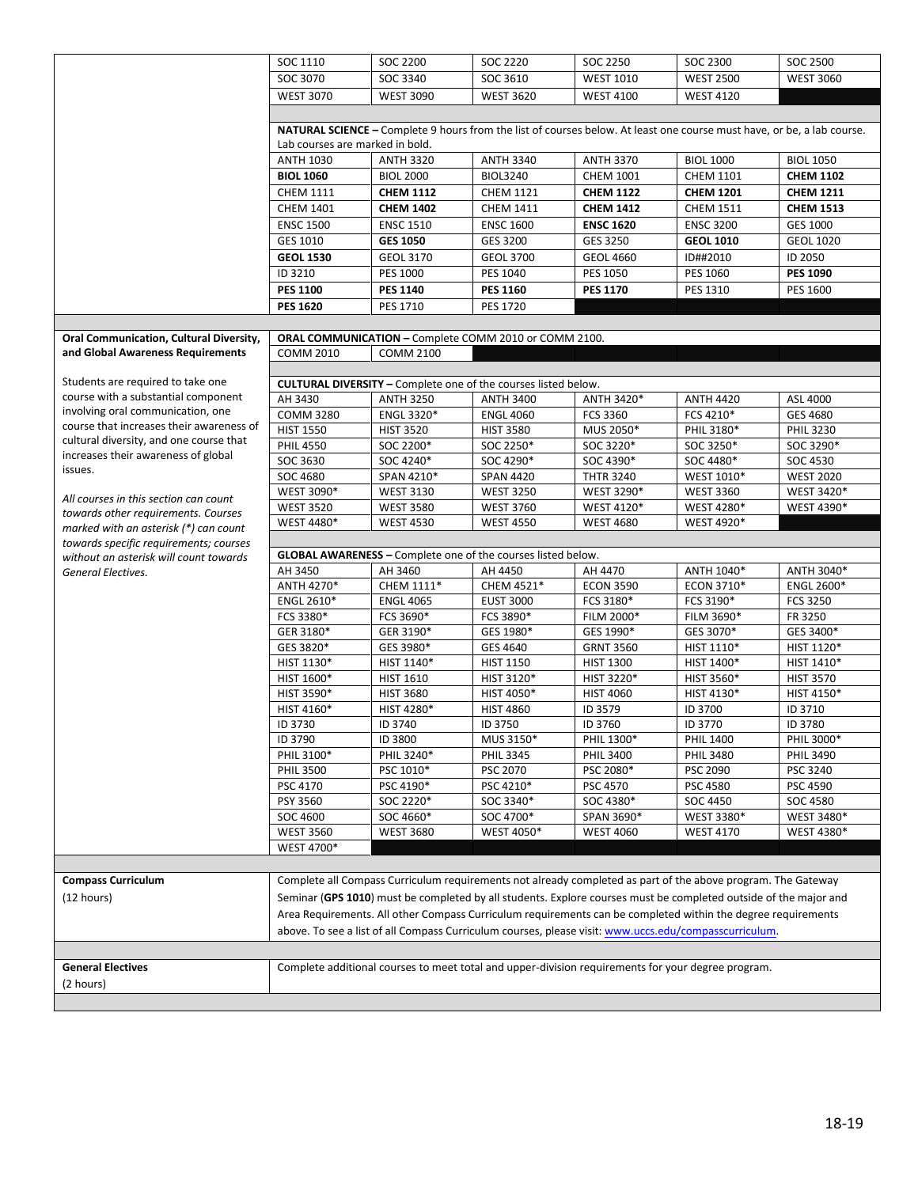| SOC 1110 | SOC 2200 | SOC 2220 | SOC 2250 | SOC 2300 | SOC 2500 |
|---|---|---|---|---|---|
| SOC 3070 | SOC 3340 | SOC 3610 | WEST 1010 | WEST 2500 | WEST 3060 |
| WEST 3070 | WEST 3090 | WEST 3620 | WEST 4100 | WEST 4120 | |

**NATURAL SCIENCE –** Complete 9 hours from the list of courses below. At least one course must have, or be, a lab course. Lab courses are marked in bold.

| ANTH 1030 | ANTH 3320 | ANTH 3340 | ANTH 3370 | BIOL 1000 | BIOL 1050 |
|---|---|---|---|---|---|
| **BIOL 1060** | BIOL 2000 | BIOL3240 | CHEM 1001 | CHEM 1101 | **CHEM 1102** |
| CHEM 1111 | **CHEM 1112** | CHEM 1121 | **CHEM 1122** | **CHEM 1201** | **CHEM 1211** |
| CHEM 1401 | **CHEM 1402** | CHEM 1411 | **CHEM 1412** | CHEM 1511 | **CHEM 1513** |
| ENSC 1500 | ENSC 1510 | ENSC 1600 | **ENSC 1620** | ENSC 3200 | GES 1000 |
| GES 1010 | **GES 1050** | GES 3200 | GES 3250 | **GEOL 1010** | GEOL 1020 |
| **GEOL 1530** | GEOL 3170 | GEOL 3700 | GEOL 4660 | ID##2010 | ID 2050 |
| ID 3210 | PES 1000 | PES 1040 | PES 1050 | PES 1060 | **PES 1090** |
| **PES 1100** | **PES 1140** | **PES 1160** | **PES 1170** | PES 1310 | PES 1600 |
| **PES 1620** | PES 1710 | PES 1720 | | | |

## Oral Communication, Cultural Diversity, and Global Awareness Requirements

Students are required to take one course with a substantial component involving oral communication, one course that increases their awareness of cultural diversity, and one course that increases their awareness of global issues.

*All courses in this section can count towards other requirements. Courses marked with an asterisk (*) can count towards specific requirements; courses without an asterisk will count towards General Electives.*

**ORAL COMMUNICATION –** Complete COMM 2010 or COMM 2100.

| COMM 2010 | COMM 2100 |
|---|---|

**CULTURAL DIVERSITY –** Complete one of the courses listed below.

| AH 3430 | ANTH 3250 | ANTH 3400 | ANTH 3420* | ANTH 4420 | ASL 4000 |
|---|---|---|---|---|---|
| COMM 3280 | ENGL 3320* | ENGL 4060 | FCS 3360 | FCS 4210* | GES 4680 |
| HIST 1550 | HIST 3520 | HIST 3580 | MUS 2050* | PHIL 3180* | PHIL 3230 |
| PHIL 4550 | SOC 2200* | SOC 2250* | SOC 3220* | SOC 3250* | SOC 3290* |
| SOC 3630 | SOC 4240* | SOC 4290* | SOC 4390* | SOC 4480* | SOC 4530 |
| SOC 4680 | SPAN 4210* | SPAN 4420 | THTR 3240 | WEST 1010* | WEST 2020 |
| WEST 3090* | WEST 3130 | WEST 3250 | WEST 3290* | WEST 3360 | WEST 3420* |
| WEST 3520 | WEST 3580 | WEST 3760 | WEST 4120* | WEST 4280* | WEST 4390* |
| WEST 4480* | WEST 4530 | WEST 4550 | WEST 4680 | WEST 4920* | |

**GLOBAL AWARENESS –** Complete one of the courses listed below.

| AH 3450 | AH 3460 | AH 4450 | AH 4470 | ANTH 1040* | ANTH 3040* |
|---|---|---|---|---|---|
| ANTH 4270* | CHEM 1111* | CHEM 4521* | ECON 3590 | ECON 3710* | ENGL 2600* |
| ENGL 2610* | ENGL 4065 | EUST 3000 | FCS 3180* | FCS 3190* | FCS 3250 |
| FCS 3380* | FCS 3690* | FCS 3890* | FILM 2000* | FILM 3690* | FR 3250 |
| GER 3180* | GER 3190* | GES 1980* | GES 1990* | GES 3070* | GES 3400* |
| GES 3820* | GES 3980* | GES 4640 | GRNT 3560 | HIST 1110* | HIST 1120* |
| HIST 1130* | HIST 1140* | HIST 1150 | HIST 1300 | HIST 1400* | HIST 1410* |
| HIST 1600* | HIST 1610 | HIST 3120* | HIST 3220* | HIST 3560* | HIST 3570 |
| HIST 3590* | HIST 3680 | HIST 4050* | HIST 4060 | HIST 4130* | HIST 4150* |
| HIST 4160* | HIST 4280* | HIST 4860 | ID 3579 | ID 3700 | ID 3710 |
| ID 3730 | ID 3740 | ID 3750 | ID 3760 | ID 3770 | ID 3780 |
| ID 3790 | ID 3800 | MUS 3150* | PHIL 1300* | PHIL 1400 | PHIL 3000* |
| PHIL 3100* | PHIL 3240* | PHIL 3345 | PHIL 3400 | PHIL 3480 | PHIL 3490 |
| PHIL 3500 | PSC 1010* | PSC 2070 | PSC 2080* | PSC 2090 | PSC 3240 |
| PSC 4170 | PSC 4190* | PSC 4210* | PSC 4570 | PSC 4580 | PSC 4590 |
| PSY 3560 | SOC 2220* | SOC 3340* | SOC 4380* | SOC 4450 | SOC 4580 |
| SOC 4600 | SOC 4660* | SOC 4700* | SPAN 3690* | WEST 3380* | WEST 3480* |
| WEST 3560 | WEST 3680 | WEST 4050* | WEST 4060 | WEST 4170 | WEST 4380* |
| WEST 4700* | | | | | |

## Compass Curriculum

(12 hours)

Complete all Compass Curriculum requirements not already completed as part of the above program. The Gateway Seminar (**GPS 1010**) must be completed by all students. Explore courses must be completed outside of the major and Area Requirements. All other Compass Curriculum requirements can be completed within the degree requirements above. To see a list of all Compass Curriculum courses, please visit: [www.uccs.edu/compasscurriculum](www.uccs.edu/compasscurriculum).

## General Electives

(2 hours)

Complete additional courses to meet total and upper-division requirements for your degree program.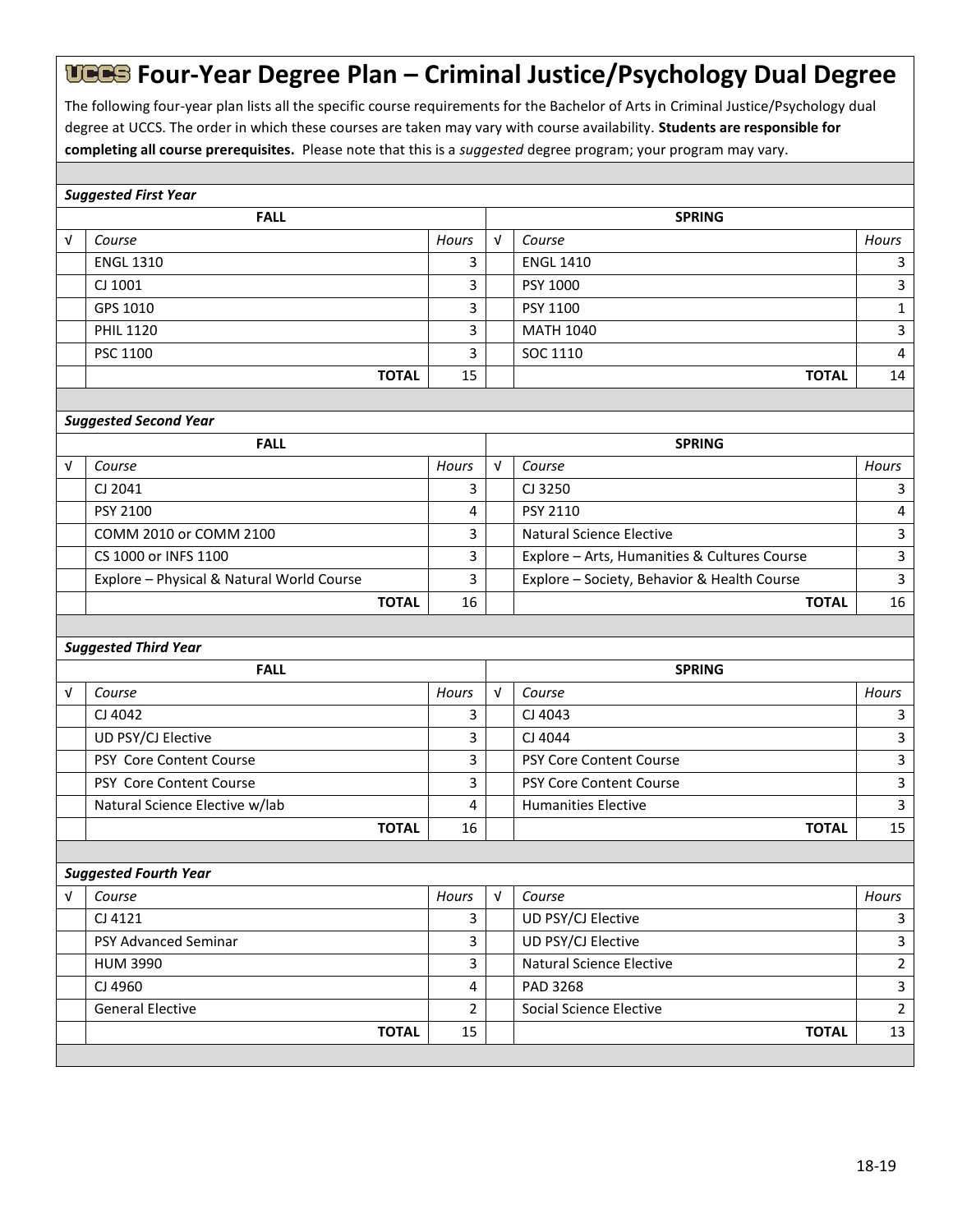# UCCS Four-Year Degree Plan – Criminal Justice/Psychology Dual Degree

The following four-year plan lists all the specific course requirements for the Bachelor of Arts in Criminal Justice/Psychology dual degree at UCCS. The order in which these courses are taken may vary with course availability. **Students are responsible for completing all course prerequisites.** Please note that this is a *suggested* degree program; your program may vary.

***Suggested First Year***

| FALL | | | SPRING | | |
|---|---|---|---|---|---|
| √ | *Course* | *Hours* | √ | *Course* | *Hours* |
| | ENGL 1310 | 3 | | ENGL 1410 | 3 |
| | CJ 1001 | 3 | | PSY 1000 | 3 |
| | GPS 1010 | 3 | | PSY 1100 | 1 |
| | PHIL 1120 | 3 | | MATH 1040 | 3 |
| | PSC 1100 | 3 | | SOC 1110 | 4 |
| | **TOTAL** | 15 | | **TOTAL** | 14 |

***Suggested Second Year***

| FALL | | | SPRING | | |
|---|---|---|---|---|---|
| √ | *Course* | *Hours* | √ | *Course* | *Hours* |
| | CJ 2041 | 3 | | CJ 3250 | 3 |
| | PSY 2100 | 4 | | PSY 2110 | 4 |
| | COMM 2010 or COMM 2100 | 3 | | Natural Science Elective | 3 |
| | CS 1000 or INFS 1100 | 3 | | Explore – Arts, Humanities & Cultures Course | 3 |
| | Explore – Physical & Natural World Course | 3 | | Explore – Society, Behavior & Health Course | 3 |
| | **TOTAL** | 16 | | **TOTAL** | 16 |

***Suggested Third Year***

| FALL | | | SPRING | | |
|---|---|---|---|---|---|
| √ | *Course* | *Hours* | √ | *Course* | *Hours* |
| | CJ 4042 | 3 | | CJ 4043 | 3 |
| | UD PSY/CJ Elective | 3 | | CJ 4044 | 3 |
| | PSY Core Content Course | 3 | | PSY Core Content Course | 3 |
| | PSY Core Content Course | 3 | | PSY Core Content Course | 3 |
| | Natural Science Elective w/lab | 4 | | Humanities Elective | 3 |
| | **TOTAL** | 16 | | **TOTAL** | 15 |

***Suggested Fourth Year***

| √ | *Course* | *Hours* | √ | *Course* | *Hours* |
|---|---|---|---|---|---|
| | CJ 4121 | 3 | | UD PSY/CJ Elective | 3 |
| | PSY Advanced Seminar | 3 | | UD PSY/CJ Elective | 3 |
| | HUM 3990 | 3 | | Natural Science Elective | 2 |
| | CJ 4960 | 4 | | PAD 3268 | 3 |
| | General Elective | 2 | | Social Science Elective | 2 |
| | **TOTAL** | 15 | | **TOTAL** | 13 |

18-19